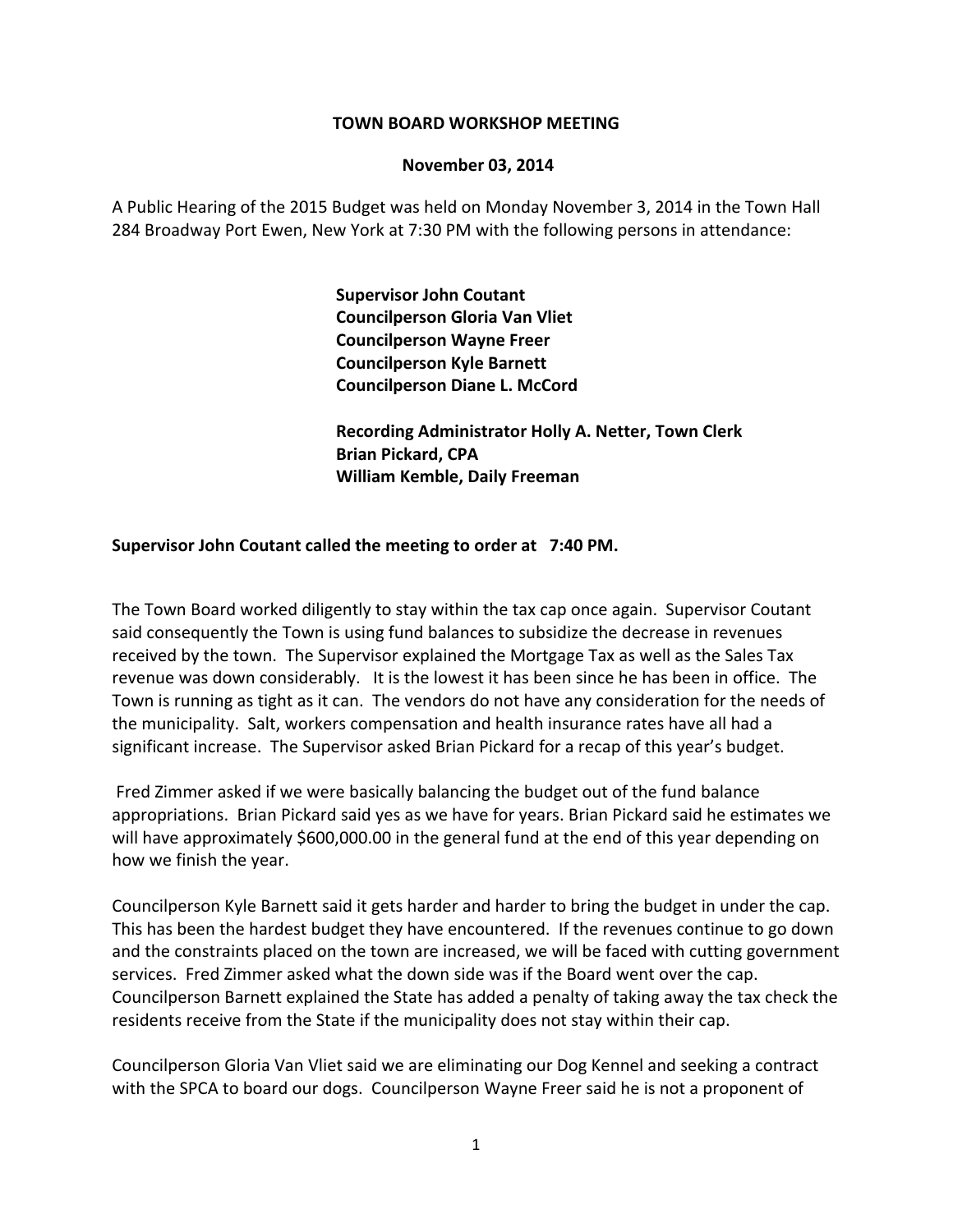**TOWN BOARD WORKSHOP MEETING**

**November 03, 2014**

A Public Hearing of the 2015 Budget was held on Monday November 3, 2014 in the Town Hall 284 Broadway Port Ewen, New York at 7:30 PM with the following persons in attendance:

**Supervisor John Coutant**
**Councilperson Gloria Van Vliet**
**Councilperson Wayne Freer**
**Councilperson Kyle Barnett**
**Councilperson Diane L. McCord**

**Recording Administrator Holly A. Netter, Town Clerk**
**Brian Pickard, CPA**
**William Kemble, Daily Freeman**

**Supervisor John Coutant called the meeting to order at 7:40 PM.**

The Town Board worked diligently to stay within the tax cap once again. Supervisor Coutant said consequently the Town is using fund balances to subsidize the decrease in revenues received by the town. The Supervisor explained the Mortgage Tax as well as the Sales Tax revenue was down considerably. It is the lowest it has been since he has been in office. The Town is running as tight as it can. The vendors do not have any consideration for the needs of the municipality. Salt, workers compensation and health insurance rates have all had a significant increase. The Supervisor asked Brian Pickard for a recap of this year's budget.

Fred Zimmer asked if we were basically balancing the budget out of the fund balance appropriations. Brian Pickard said yes as we have for years. Brian Pickard said he estimates we will have approximately $600,000.00 in the general fund at the end of this year depending on how we finish the year.

Councilperson Kyle Barnett said it gets harder and harder to bring the budget in under the cap. This has been the hardest budget they have encountered. If the revenues continue to go down and the constraints placed on the town are increased, we will be faced with cutting government services. Fred Zimmer asked what the down side was if the Board went over the cap. Councilperson Barnett explained the State has added a penalty of taking away the tax check the residents receive from the State if the municipality does not stay within their cap.

Councilperson Gloria Van Vliet said we are eliminating our Dog Kennel and seeking a contract with the SPCA to board our dogs. Councilperson Wayne Freer said he is not a proponent of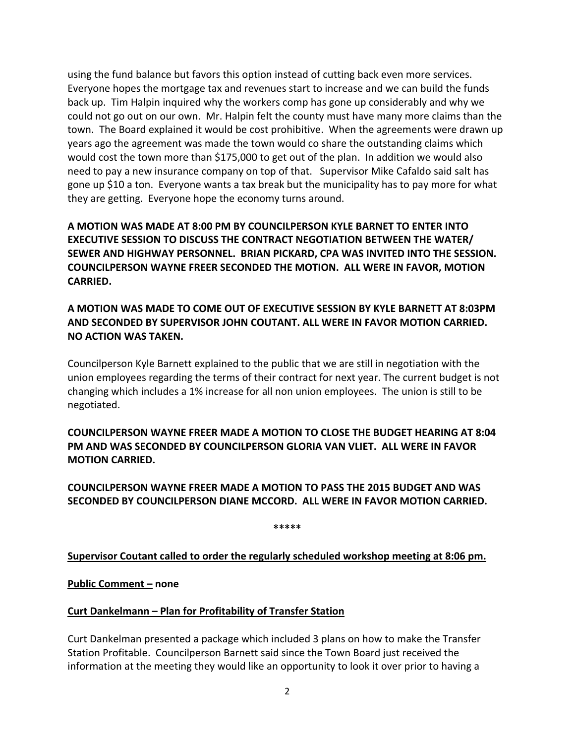using the fund balance but favors this option instead of cutting back even more services. Everyone hopes the mortgage tax and revenues start to increase and we can build the funds back up. Tim Halpin inquired why the workers comp has gone up considerably and why we could not go out on our own. Mr. Halpin felt the county must have many more claims than the town. The Board explained it would be cost prohibitive. When the agreements were drawn up years ago the agreement was made the town would co share the outstanding claims which would cost the town more than $175,000 to get out of the plan. In addition we would also need to pay a new insurance company on top of that. Supervisor Mike Cafaldo said salt has gone up $10 a ton. Everyone wants a tax break but the municipality has to pay more for what they are getting. Everyone hope the economy turns around.

**A MOTION WAS MADE AT 8:00 PM BY COUNCILPERSON KYLE BARNET TO ENTER INTO EXECUTIVE SESSION TO DISCUSS THE CONTRACT NEGOTIATION BETWEEN THE WATER/ SEWER AND HIGHWAY PERSONNEL. BRIAN PICKARD, CPA WAS INVITED INTO THE SESSION. COUNCILPERSON WAYNE FREER SECONDED THE MOTION. ALL WERE IN FAVOR, MOTION CARRIED.**

**A MOTION WAS MADE TO COME OUT OF EXECUTIVE SESSION BY KYLE BARNETT AT 8:03PM AND SECONDED BY SUPERVISOR JOHN COUTANT. ALL WERE IN FAVOR MOTION CARRIED. NO ACTION WAS TAKEN.**

Councilperson Kyle Barnett explained to the public that we are still in negotiation with the union employees regarding the terms of their contract for next year. The current budget is not changing which includes a 1% increase for all non union employees. The union is still to be negotiated.

**COUNCILPERSON WAYNE FREER MADE A MOTION TO CLOSE THE BUDGET HEARING AT 8:04 PM AND WAS SECONDED BY COUNCILPERSON GLORIA VAN VLIET. ALL WERE IN FAVOR MOTION CARRIED.**

**COUNCILPERSON WAYNE FREER MADE A MOTION TO PASS THE 2015 BUDGET AND WAS SECONDED BY COUNCILPERSON DIANE MCCORD. ALL WERE IN FAVOR MOTION CARRIED.**

**\*\*\*\*\***

**Supervisor Coutant called to order the regularly scheduled workshop meeting at 8:06 pm.**

**Public Comment –** **none**

**Curt Dankelmann – Plan for Profitability of Transfer Station**

Curt Dankelman presented a package which included 3 plans on how to make the Transfer Station Profitable. Councilperson Barnett said since the Town Board just received the information at the meeting they would like an opportunity to look it over prior to having a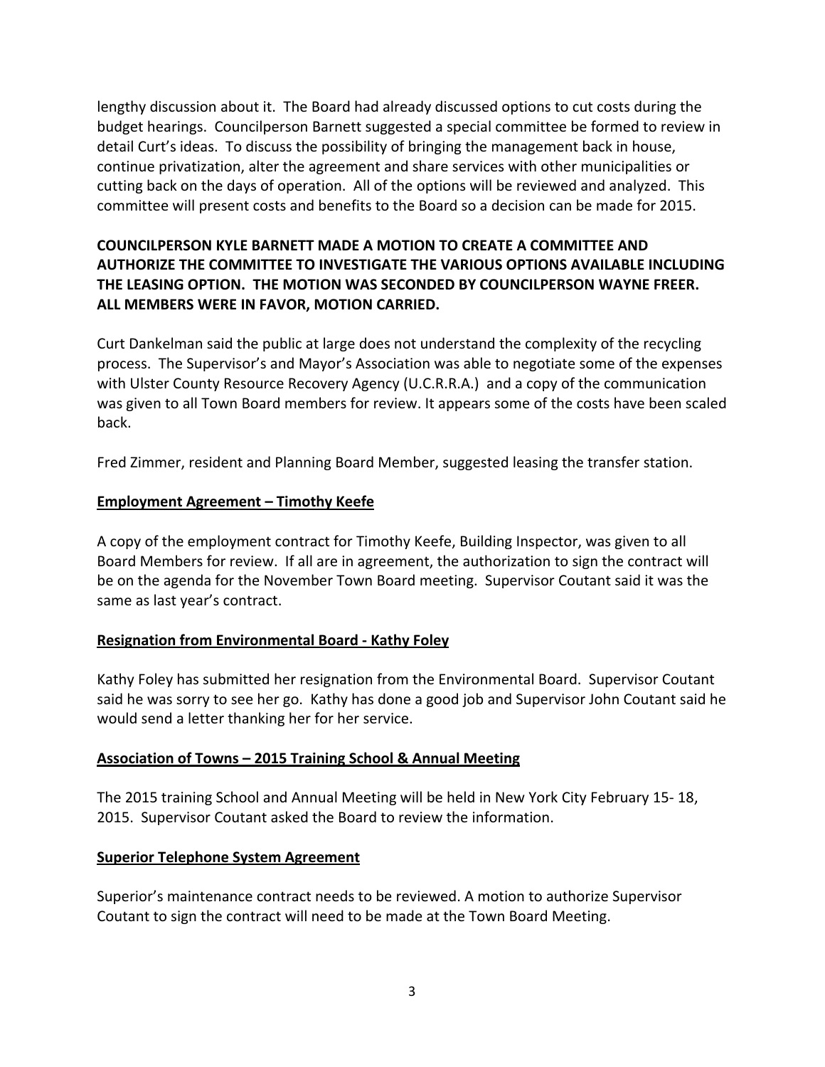lengthy discussion about it. The Board had already discussed options to cut costs during the budget hearings. Councilperson Barnett suggested a special committee be formed to review in detail Curt's ideas. To discuss the possibility of bringing the management back in house, continue privatization, alter the agreement and share services with other municipalities or cutting back on the days of operation. All of the options will be reviewed and analyzed. This committee will present costs and benefits to the Board so a decision can be made for 2015.

**COUNCILPERSON KYLE BARNETT MADE A MOTION TO CREATE A COMMITTEE AND AUTHORIZE THE COMMITTEE TO INVESTIGATE THE VARIOUS OPTIONS AVAILABLE INCLUDING THE LEASING OPTION. THE MOTION WAS SECONDED BY COUNCILPERSON WAYNE FREER. ALL MEMBERS WERE IN FAVOR, MOTION CARRIED.**

Curt Dankelman said the public at large does not understand the complexity of the recycling process. The Supervisor's and Mayor's Association was able to negotiate some of the expenses with Ulster County Resource Recovery Agency (U.C.R.R.A.) and a copy of the communication was given to all Town Board members for review. It appears some of the costs have been scaled back.

Fred Zimmer, resident and Planning Board Member, suggested leasing the transfer station.

**<u>Employment Agreement – Timothy Keefe</u>**

A copy of the employment contract for Timothy Keefe, Building Inspector, was given to all Board Members for review. If all are in agreement, the authorization to sign the contract will be on the agenda for the November Town Board meeting. Supervisor Coutant said it was the same as last year's contract.

**<u>Resignation from Environmental Board - Kathy Foley</u>**

Kathy Foley has submitted her resignation from the Environmental Board. Supervisor Coutant said he was sorry to see her go. Kathy has done a good job and Supervisor John Coutant said he would send a letter thanking her for her service.

**<u>Association of Towns – 2015 Training School & Annual Meeting</u>**

The 2015 training School and Annual Meeting will be held in New York City February 15- 18, 2015. Supervisor Coutant asked the Board to review the information.

**<u>Superior Telephone System Agreement</u>**

Superior's maintenance contract needs to be reviewed. A motion to authorize Supervisor Coutant to sign the contract will need to be made at the Town Board Meeting.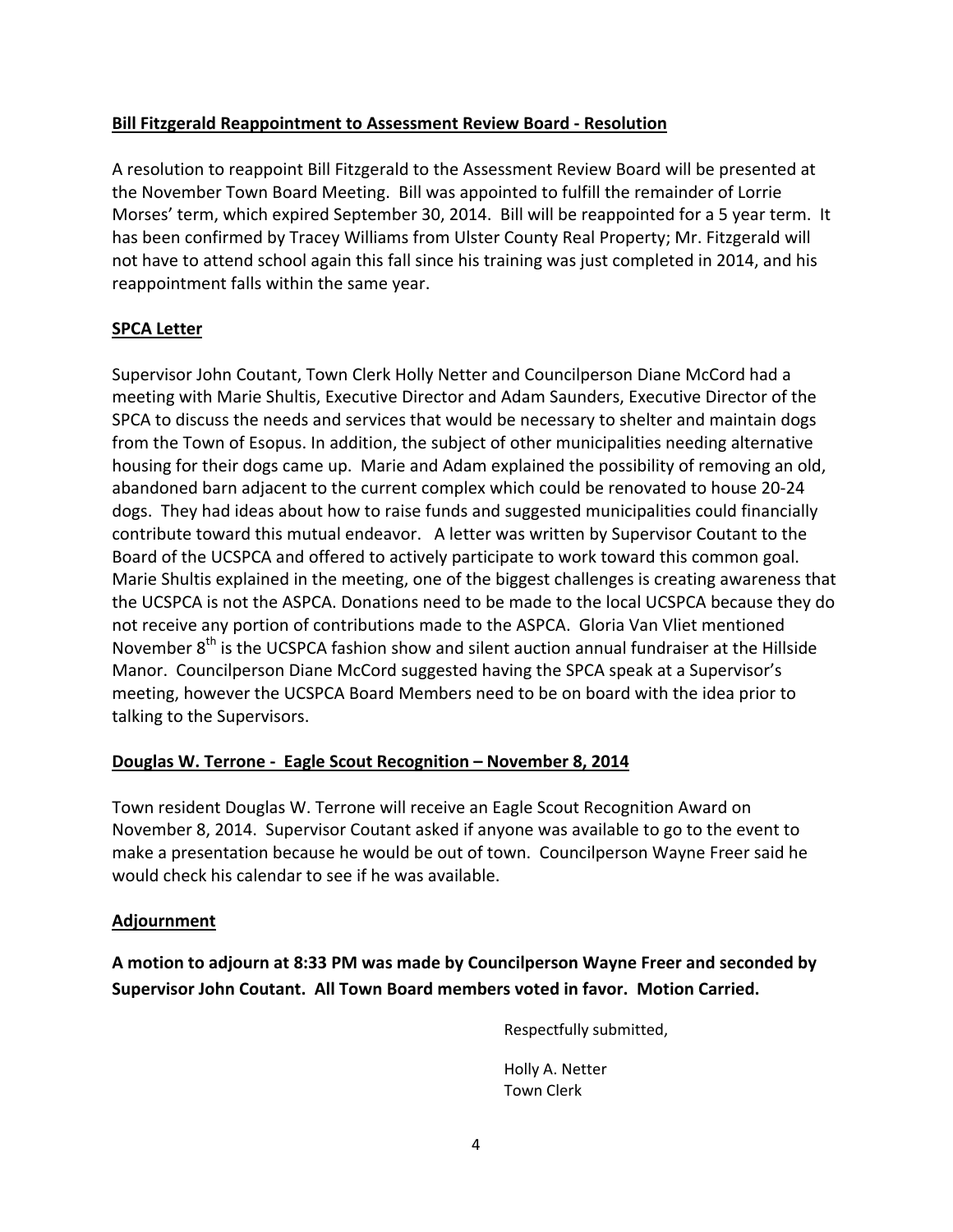**Bill Fitzgerald Reappointment to Assessment Review Board - Resolution**

A resolution to reappoint Bill Fitzgerald to the Assessment Review Board will be presented at the November Town Board Meeting. Bill was appointed to fulfill the remainder of Lorrie Morses' term, which expired September 30, 2014. Bill will be reappointed for a 5 year term. It has been confirmed by Tracey Williams from Ulster County Real Property; Mr. Fitzgerald will not have to attend school again this fall since his training was just completed in 2014, and his reappointment falls within the same year.

**SPCA Letter**

Supervisor John Coutant, Town Clerk Holly Netter and Councilperson Diane McCord had a meeting with Marie Shultis, Executive Director and Adam Saunders, Executive Director of the SPCA to discuss the needs and services that would be necessary to shelter and maintain dogs from the Town of Esopus. In addition, the subject of other municipalities needing alternative housing for their dogs came up. Marie and Adam explained the possibility of removing an old, abandoned barn adjacent to the current complex which could be renovated to house 20-24 dogs. They had ideas about how to raise funds and suggested municipalities could financially contribute toward this mutual endeavor. A letter was written by Supervisor Coutant to the Board of the UCSPCA and offered to actively participate to work toward this common goal. Marie Shultis explained in the meeting, one of the biggest challenges is creating awareness that the UCSPCA is not the ASPCA. Donations need to be made to the local UCSPCA because they do not receive any portion of contributions made to the ASPCA. Gloria Van Vliet mentioned November 8th is the UCSPCA fashion show and silent auction annual fundraiser at the Hillside Manor. Councilperson Diane McCord suggested having the SPCA speak at a Supervisor's meeting, however the UCSPCA Board Members need to be on board with the idea prior to talking to the Supervisors.

**Douglas W. Terrone - Eagle Scout Recognition – November 8, 2014**

Town resident Douglas W. Terrone will receive an Eagle Scout Recognition Award on November 8, 2014. Supervisor Coutant asked if anyone was available to go to the event to make a presentation because he would be out of town. Councilperson Wayne Freer said he would check his calendar to see if he was available.

**Adjournment**

**A motion to adjourn at 8:33 PM was made by Councilperson Wayne Freer and seconded by Supervisor John Coutant. All Town Board members voted in favor. Motion Carried.**

Respectfully submitted,

Holly A. Netter
Town Clerk